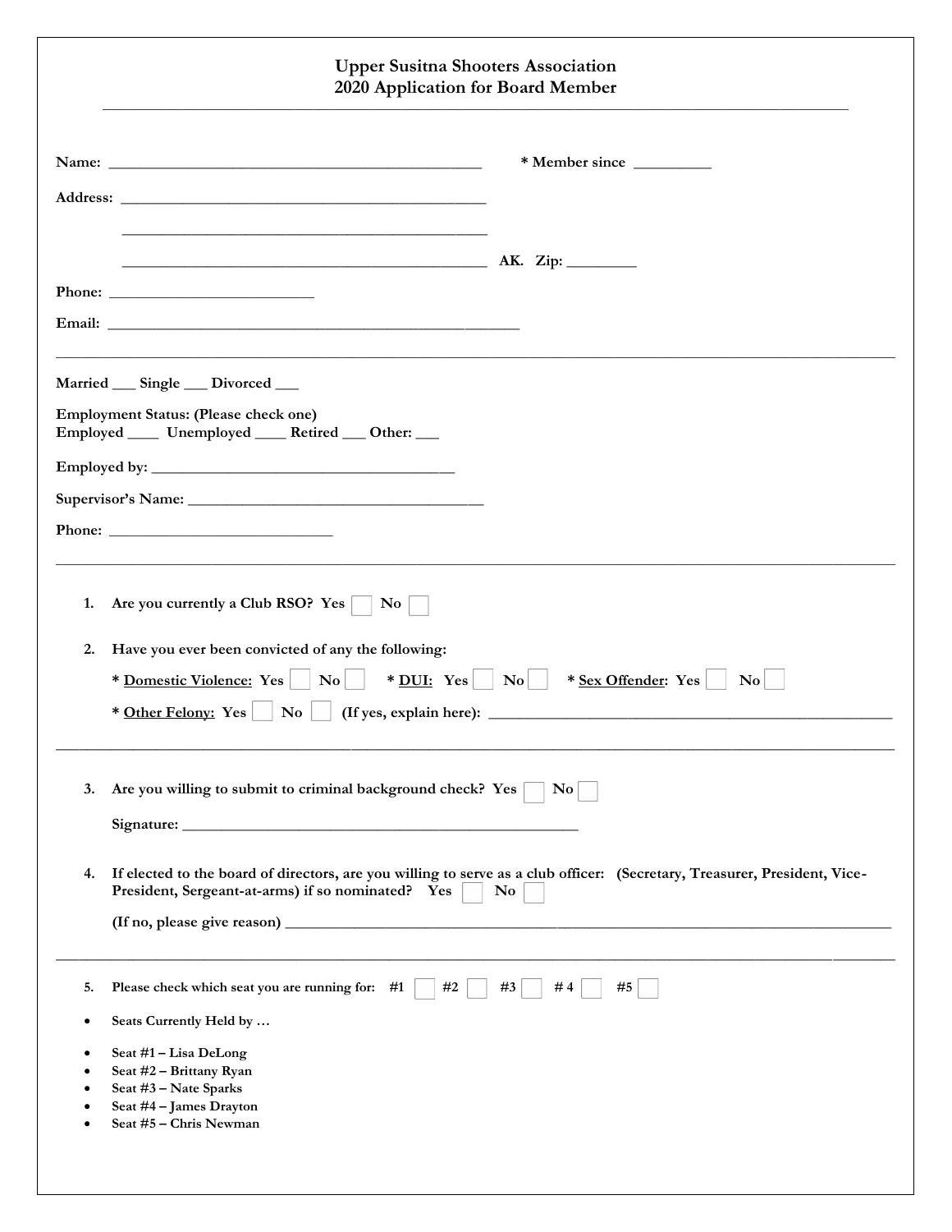# Upper Susitna Shooters Association
## 2020 Application for Board Member

---

**Name:** ________________________________________________ **\* Member since** __________

**Address:** ________________________________________________

________________________________________________

________________________________________________ **AK. Zip:** _________

**Phone:** ___________________________

**Email:** ______________________________________________________

---

**Married ___ Single ___ Divorced ___**

**Employment Status: (Please check one)**
**Employed ____ Unemployed ____ Retired ___ Other: ___**

**Employed by:** ________________________________________

**Supervisor's Name:** ______________________________________

**Phone:** ______________________________

---

1. **Are you currently a Club RSO? Yes ☐ No ☐**

2. **Have you ever been convicted of any the following:**

   **\* <u>Domestic Violence:</u> Yes ☐ No ☐ \* <u>DUI:</u> Yes ☐ No ☐ \* <u>Sex Offender</u>: Yes ☐ No ☐**

   **\* <u>Other Felony:</u> Yes ☐ No ☐ (If yes, explain here):** ________________________________________________

---

3. **Are you willing to submit to criminal background check? Yes ☐ No ☐**

   **Signature:** ____________________________________________________

4. **If elected to the board of directors, are you willing to serve as a club officer: (Secretary, Treasurer, President, Vice-President, Sergeant-at-arms) if so nominated? Yes ☐ No ☐**

   **(If no, please give reason)** ________________________________________________________________________

---

5. **Please check which seat you are running for: #1 ☐ #2 ☐ #3 ☐ # 4 ☐ #5 ☐**

- **Seats Currently Held by …**

- **Seat #1 – Lisa DeLong**
- **Seat #2 – Brittany Ryan**
- **Seat #3 – Nate Sparks**
- **Seat #4 – James Drayton**
- **Seat #5 – Chris Newman**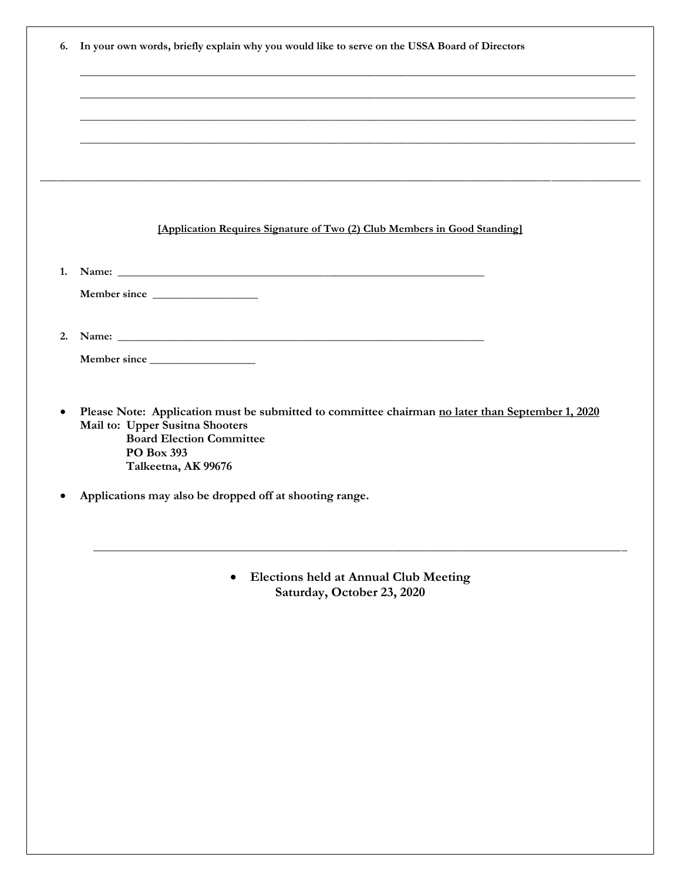6. **In your own words, briefly explain why you would like to serve on the USSA Board of Directors**

____________________________________________________________________________________________

____________________________________________________________________________________________

____________________________________________________________________________________________

____________________________________________________________________________________________

---

**[Application Requires Signature of Two (2) Club Members in Good Standing]**

1. **Name:** _______________________________________________________________

   **Member since** __________________

2. **Name:** _______________________________________________________________

   **Member since** __________________

- **Please Note: Application must be submitted to committee chairman no later than September 1, 2020**
  **Mail to: Upper Susitna Shooters**
  **Board Election Committee**
  **PO Box 393**
  **Talkeetna, AK 99676**

- **Applications may also be dropped off at shooting range.**

---

- **Elections held at Annual Club Meeting**
  **Saturday, October 23, 2020**